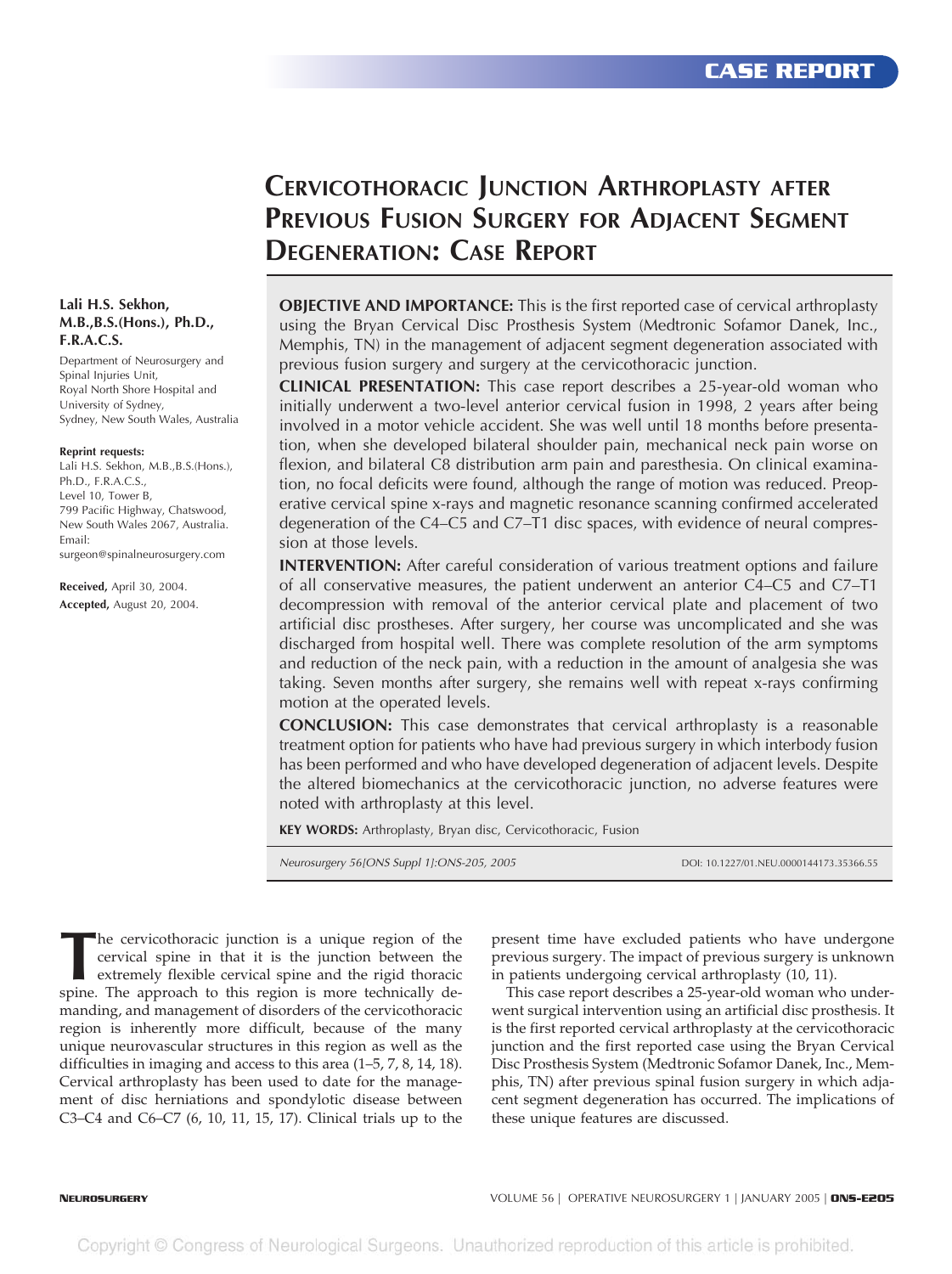CASE REPORT

# Cervicothoracic Junction Arthroplasty after Previous Fusion Surgery for Adjacent Segment Degeneration: Case Report

**Lali H.S. Sekhon, M.B.,B.S.(Hons.), Ph.D., F.R.A.C.S.**

Department of Neurosurgery and Spinal Injuries Unit, Royal North Shore Hospital and University of Sydney, Sydney, New South Wales, Australia

**Reprint requests:**
Lali H.S. Sekhon, M.B.,B.S.(Hons.), Ph.D., F.R.A.C.S., Level 10, Tower B, 799 Pacific Highway, Chatswood, New South Wales 2067, Australia.
Email: surgeon@spinalneurosurgery.com

**Received,** April 30, 2004.
**Accepted,** August 20, 2004.

**OBJECTIVE AND IMPORTANCE:** This is the first reported case of cervical arthroplasty using the Bryan Cervical Disc Prosthesis System (Medtronic Sofamor Danek, Inc., Memphis, TN) in the management of adjacent segment degeneration associated with previous fusion surgery and surgery at the cervicothoracic junction.

**CLINICAL PRESENTATION:** This case report describes a 25-year-old woman who initially underwent a two-level anterior cervical fusion in 1998, 2 years after being involved in a motor vehicle accident. She was well until 18 months before presentation, when she developed bilateral shoulder pain, mechanical neck pain worse on flexion, and bilateral C8 distribution arm pain and paresthesia. On clinical examination, no focal deficits were found, although the range of motion was reduced. Preoperative cervical spine x-rays and magnetic resonance scanning confirmed accelerated degeneration of the C4–C5 and C7–T1 disc spaces, with evidence of neural compression at those levels.

**INTERVENTION:** After careful consideration of various treatment options and failure of all conservative measures, the patient underwent an anterior C4–C5 and C7–T1 decompression with removal of the anterior cervical plate and placement of two artificial disc prostheses. After surgery, her course was uncomplicated and she was discharged from hospital well. There was complete resolution of the arm symptoms and reduction of the neck pain, with a reduction in the amount of analgesia she was taking. Seven months after surgery, she remains well with repeat x-rays confirming motion at the operated levels.

**CONCLUSION:** This case demonstrates that cervical arthroplasty is a reasonable treatment option for patients who have had previous surgery in which interbody fusion has been performed and who have developed degeneration of adjacent levels. Despite the altered biomechanics at the cervicothoracic junction, no adverse features were noted with arthroplasty at this level.

**KEY WORDS:** Arthroplasty, Bryan disc, Cervicothoracic, Fusion

*Neurosurgery 56[ONS Suppl 1]:ONS-205, 2005* DOI: 10.1227/01.NEU.0000144173.35366.55

The cervicothoracic junction is a unique region of the cervical spine in that it is the junction between the extremely flexible cervical spine and the rigid thoracic spine. The approach to this region is more technically demanding, and management of disorders of the cervicothoracic region is inherently more difficult, because of the many unique neurovascular structures in this region as well as the difficulties in imaging and access to this area (1–5, 7, 8, 14, 18). Cervical arthroplasty has been used to date for the management of disc herniations and spondylotic disease between C3–C4 and C6–C7 (6, 10, 11, 15, 17). Clinical trials up to the present time have excluded patients who have undergone previous surgery. The impact of previous surgery is unknown in patients undergoing cervical arthroplasty (10, 11).

This case report describes a 25-year-old woman who underwent surgical intervention using an artificial disc prosthesis. It is the first reported cervical arthroplasty at the cervicothoracic junction and the first reported case using the Bryan Cervical Disc Prosthesis System (Medtronic Sofamor Danek, Inc., Memphis, TN) after previous spinal fusion surgery in which adjacent segment degeneration has occurred. The implications of these unique features are discussed.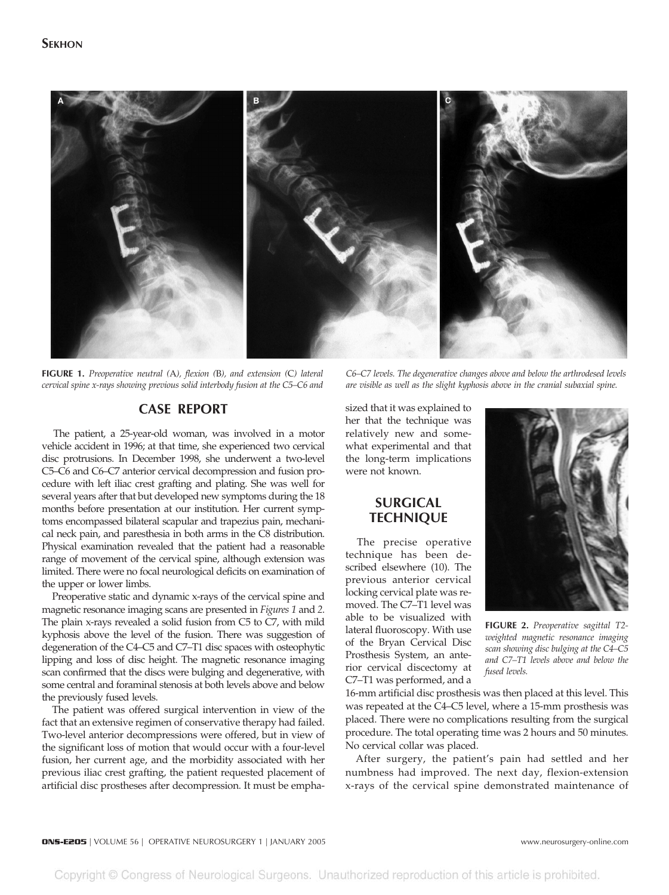**FIGURE 1.** *Preoperative neutral (A), flexion (B), and extension (C) lateral cervical spine x-rays showing previous solid interbody fusion at the C5–C6 and C6–C7 levels. The degenerative changes above and below the arthrodesed levels are visible as well as the slight kyphosis above in the cranial subaxial spine.*

## CASE REPORT

The patient, a 25-year-old woman, was involved in a motor vehicle accident in 1996; at that time, she experienced two cervical disc protrusions. In December 1998, she underwent a two-level C5–C6 and C6–C7 anterior cervical decompression and fusion procedure with left iliac crest grafting and plating. She was well for several years after that but developed new symptoms during the 18 months before presentation at our institution. Her current symptoms encompassed bilateral scapular and trapezius pain, mechanical neck pain, and paresthesia in both arms in the C8 distribution. Physical examination revealed that the patient had a reasonable range of movement of the cervical spine, although extension was limited. There were no focal neurological deficits on examination of the upper or lower limbs.

Preoperative static and dynamic x-rays of the cervical spine and magnetic resonance imaging scans are presented in *Figures 1* and *2*. The plain x-rays revealed a solid fusion from C5 to C7, with mild kyphosis above the level of the fusion. There was suggestion of degeneration of the C4–C5 and C7–T1 disc spaces with osteophytic lipping and loss of disc height. The magnetic resonance imaging scan confirmed that the discs were bulging and degenerative, with some central and foraminal stenosis at both levels above and below the previously fused levels.

The patient was offered surgical intervention in view of the fact that an extensive regimen of conservative therapy had failed. Two-level anterior decompressions were offered, but in view of the significant loss of motion that would occur with a four-level fusion, her current age, and the morbidity associated with her previous iliac crest grafting, the patient requested placement of artificial disc prostheses after decompression. It must be emphasized that it was explained to her that the technique was relatively new and somewhat experimental and that the long-term implications were not known.

## SURGICAL TECHNIQUE

The precise operative technique has been described elsewhere (10). The previous anterior cervical locking cervical plate was removed. The C7–T1 level was able to be visualized with lateral fluoroscopy. With use of the Bryan Cervical Disc Prosthesis System, an anterior cervical discectomy at C7–T1 was performed, and a 16-mm artificial disc prosthesis was then placed at this level. This was repeated at the C4–C5 level, where a 15-mm prosthesis was placed. There were no complications resulting from the surgical procedure. The total operating time was 2 hours and 50 minutes. No cervical collar was placed.

**FIGURE 2.** *Preoperative sagittal T2-weighted magnetic resonance imaging scan showing disc bulging at the C4–C5 and C7–T1 levels above and below the fused levels.*

After surgery, the patient's pain had settled and her numbness had improved. The next day, flexion-extension x-rays of the cervical spine demonstrated maintenance of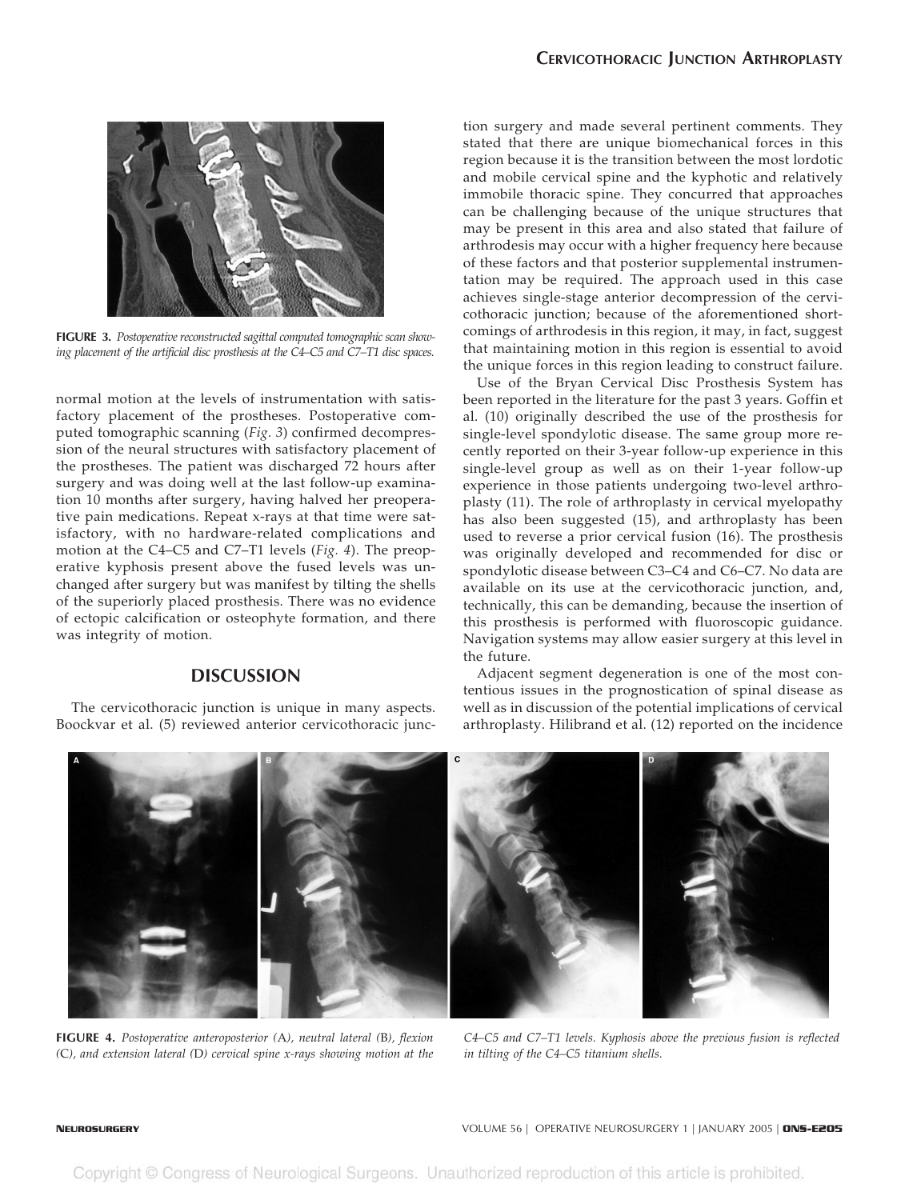**FIGURE 3.** *Postoperative reconstructed sagittal computed tomographic scan showing placement of the artificial disc prosthesis at the C4–C5 and C7–T1 disc spaces.*

normal motion at the levels of instrumentation with satisfactory placement of the prostheses. Postoperative computed tomographic scanning (*Fig. 3*) confirmed decompression of the neural structures with satisfactory placement of the prostheses. The patient was discharged 72 hours after surgery and was doing well at the last follow-up examination 10 months after surgery, having halved her preoperative pain medications. Repeat x-rays at that time were satisfactory, with no hardware-related complications and motion at the C4–C5 and C7–T1 levels (*Fig. 4*). The preoperative kyphosis present above the fused levels was unchanged after surgery but was manifest by tilting the shells of the superiorly placed prosthesis. There was no evidence of ectopic calcification or osteophyte formation, and there was integrity of motion.

## DISCUSSION

The cervicothoracic junction is unique in many aspects. Boockvar et al. (5) reviewed anterior cervicothoracic junction surgery and made several pertinent comments. They stated that there are unique biomechanical forces in this region because it is the transition between the most lordotic and mobile cervical spine and the kyphotic and relatively immobile thoracic spine. They concurred that approaches can be challenging because of the unique structures that may be present in this area and also stated that failure of arthrodesis may occur with a higher frequency here because of these factors and that posterior supplemental instrumentation may be required. The approach used in this case achieves single-stage anterior decompression of the cervicothoracic junction; because of the aforementioned shortcomings of arthrodesis in this region, it may, in fact, suggest that maintaining motion in this region is essential to avoid the unique forces in this region leading to construct failure.

Use of the Bryan Cervical Disc Prosthesis System has been reported in the literature for the past 3 years. Goffin et al. (10) originally described the use of the prosthesis for single-level spondylotic disease. The same group more recently reported on their 3-year follow-up experience in this single-level group as well as on their 1-year follow-up experience in those patients undergoing two-level arthroplasty (11). The role of arthroplasty in cervical myelopathy has also been suggested (15), and arthroplasty has been used to reverse a prior cervical fusion (16). The prosthesis was originally developed and recommended for disc or spondylotic disease between C3–C4 and C6–C7. No data are available on its use at the cervicothoracic junction, and, technically, this can be demanding, because the insertion of this prosthesis is performed with fluoroscopic guidance. Navigation systems may allow easier surgery at this level in the future.

Adjacent segment degeneration is one of the most contentious issues in the prognostication of spinal disease as well as in discussion of the potential implications of cervical arthroplasty. Hilibrand et al. (12) reported on the incidence

**FIGURE 4.** *Postoperative anteroposterior (A), neutral lateral (B), flexion (C), and extension lateral (D) cervical spine x-rays showing motion at the C4–C5 and C7–T1 levels. Kyphosis above the previous fusion is reflected in tilting of the C4–C5 titanium shells.*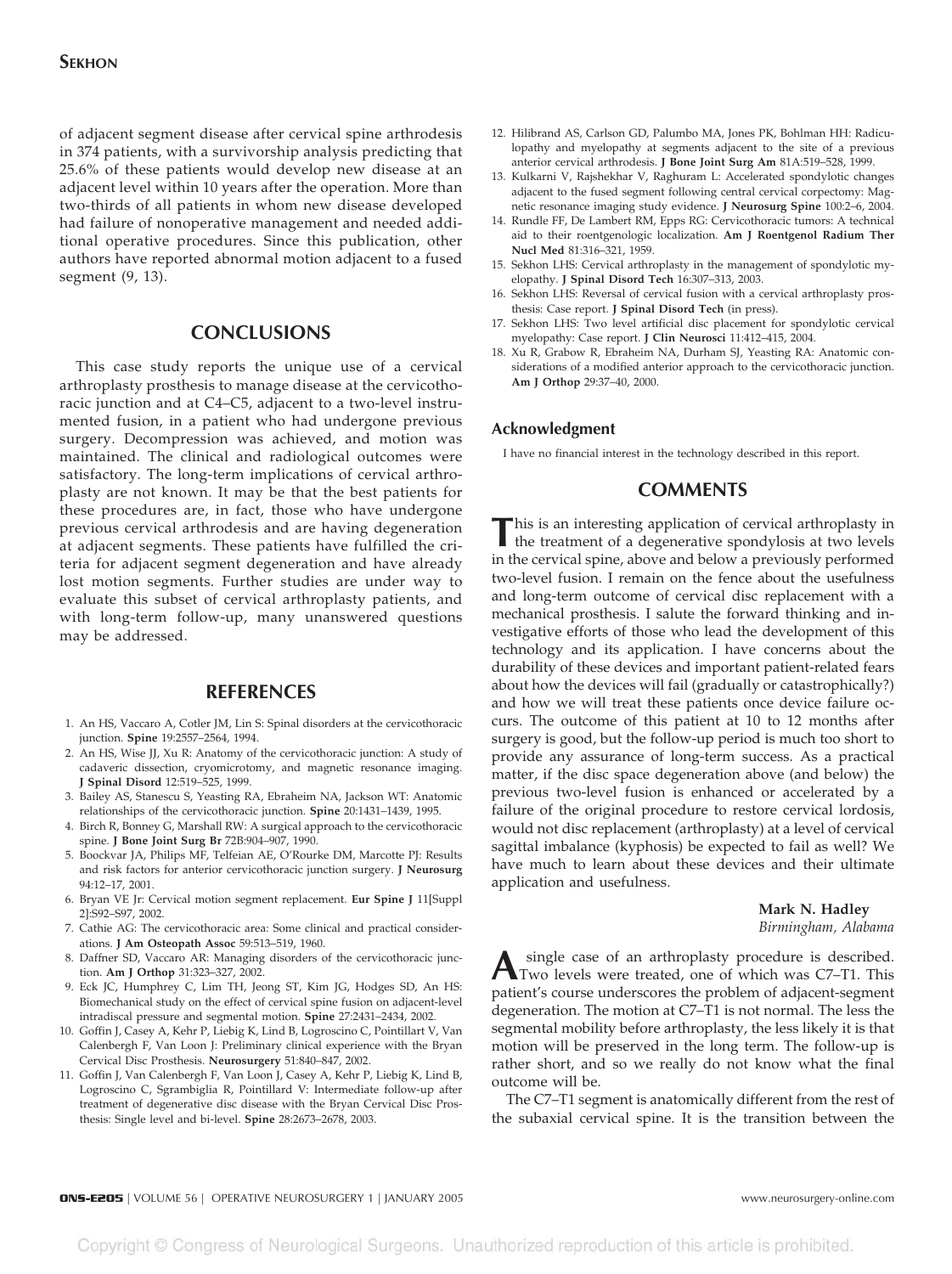of adjacent segment disease after cervical spine arthrodesis in 374 patients, with a survivorship analysis predicting that 25.6% of these patients would develop new disease at an adjacent level within 10 years after the operation. More than two-thirds of all patients in whom new disease developed had failure of nonoperative management and needed additional operative procedures. Since this publication, other authors have reported abnormal motion adjacent to a fused segment (9, 13).

## CONCLUSIONS

This case study reports the unique use of a cervical arthroplasty prosthesis to manage disease at the cervicothoracic junction and at C4–C5, adjacent to a two-level instrumented fusion, in a patient who had undergone previous surgery. Decompression was achieved, and motion was maintained. The clinical and radiological outcomes were satisfactory. The long-term implications of cervical arthroplasty are not known. It may be that the best patients for these procedures are, in fact, those who have undergone previous cervical arthrodesis and are having degeneration at adjacent segments. These patients have fulfilled the criteria for adjacent segment degeneration and have already lost motion segments. Further studies are under way to evaluate this subset of cervical arthroplasty patients, and with long-term follow-up, many unanswered questions may be addressed.

## REFERENCES

1. An HS, Vaccaro A, Cotler JM, Lin S: Spinal disorders at the cervicothoracic junction. **Spine** 19:2557–2564, 1994.
2. An HS, Wise JJ, Xu R: Anatomy of the cervicothoracic junction: A study of cadaveric dissection, cryomicrotomy, and magnetic resonance imaging. **J Spinal Disord** 12:519–525, 1999.
3. Bailey AS, Stanescu S, Yeasting RA, Ebraheim NA, Jackson WT: Anatomic relationships of the cervicothoracic junction. **Spine** 20:1431–1439, 1995.
4. Birch R, Bonney G, Marshall RW: A surgical approach to the cervicothoracic spine. **J Bone Joint Surg Br** 72B:904–907, 1990.
5. Boockvar JA, Philips MF, Telfeian AE, O'Rourke DM, Marcotte PJ: Results and risk factors for anterior cervicothoracic junction surgery. **J Neurosurg** 94:12–17, 2001.
6. Bryan VE Jr: Cervical motion segment replacement. **Eur Spine J** 11[Suppl 2]:S92–S97, 2002.
7. Cathie AG: The cervicothoracic area: Some clinical and practical considerations. **J Am Osteopath Assoc** 59:513–519, 1960.
8. Daffner SD, Vaccaro AR: Managing disorders of the cervicothoracic junction. **Am J Orthop** 31:323–327, 2002.
9. Eck JC, Humphrey C, Lim TH, Jeong ST, Kim JG, Hodges SD, An HS: Biomechanical study on the effect of cervical spine fusion on adjacent-level intradiscal pressure and segmental motion. **Spine** 27:2431–2434, 2002.
10. Goffin J, Casey A, Kehr P, Liebig K, Lind B, Logroscino C, Pointillart V, Van Calenbergh F, Van Loon J: Preliminary clinical experience with the Bryan Cervical Disc Prosthesis. **Neurosurgery** 51:840–847, 2002.
11. Goffin J, Van Calenbergh F, Van Loon J, Casey A, Kehr P, Liebig K, Lind B, Logroscino C, Sgrambiglia R, Pointillard V: Intermediate follow-up after treatment of degenerative disc disease with the Bryan Cervical Disc Prosthesis: Single level and bi-level. **Spine** 28:2673–2678, 2003.
12. Hilibrand AS, Carlson GD, Palumbo MA, Jones PK, Bohlman HH: Radiculopathy and myelopathy at segments adjacent to the site of a previous anterior cervical arthrodesis. **J Bone Joint Surg Am** 81A:519–528, 1999.
13. Kulkarni V, Rajshekhar V, Raghuram L: Accelerated spondylotic changes adjacent to the fused segment following central cervical corpectomy: Magnetic resonance imaging study evidence. **J Neurosurg Spine** 100:2–6, 2004.
14. Rundle FF, De Lambert RM, Epps RG: Cervicothoracic tumors: A technical aid to their roentgenologic localization. **Am J Roentgenol Radium Ther Nucl Med** 81:316–321, 1959.
15. Sekhon LHS: Cervical arthroplasty in the management of spondylotic myelopathy. **J Spinal Disord Tech** 16:307–313, 2003.
16. Sekhon LHS: Reversal of cervical fusion with a cervical arthroplasty prosthesis: Case report. **J Spinal Disord Tech** (in press).
17. Sekhon LHS: Two level artificial disc placement for spondylotic cervical myelopathy: Case report. **J Clin Neurosci** 11:412–415, 2004.
18. Xu R, Grabow R, Ebraheim NA, Durham SJ, Yeasting RA: Anatomic considerations of a modified anterior approach to the cervicothoracic junction. **Am J Orthop** 29:37–40, 2000.

### Acknowledgment

I have no financial interest in the technology described in this report.

## COMMENTS

This is an interesting application of cervical arthroplasty in the treatment of a degenerative spondylosis at two levels in the cervical spine, above and below a previously performed two-level fusion. I remain on the fence about the usefulness and long-term outcome of cervical disc replacement with a mechanical prosthesis. I salute the forward thinking and investigative efforts of those who lead the development of this technology and its application. I have concerns about the durability of these devices and important patient-related fears about how the devices will fail (gradually or catastrophically?) and how we will treat these patients once device failure occurs. The outcome of this patient at 10 to 12 months after surgery is good, but the follow-up period is much too short to provide any assurance of long-term success. As a practical matter, if the disc space degeneration above (and below) the previous two-level fusion is enhanced or accelerated by a failure of the original procedure to restore cervical lordosis, would not disc replacement (arthroplasty) at a level of cervical sagittal imbalance (kyphosis) be expected to fail as well? We have much to learn about these devices and their ultimate application and usefulness.

**Mark N. Hadley**
*Birmingham, Alabama*

A single case of an arthroplasty procedure is described. Two levels were treated, one of which was C7–T1. This patient's course underscores the problem of adjacent-segment degeneration. The motion at C7–T1 is not normal. The less the segmental mobility before arthroplasty, the less likely it is that motion will be preserved in the long term. The follow-up is rather short, and so we really do not know what the final outcome will be.

The C7–T1 segment is anatomically different from the rest of the subaxial cervical spine. It is the transition between the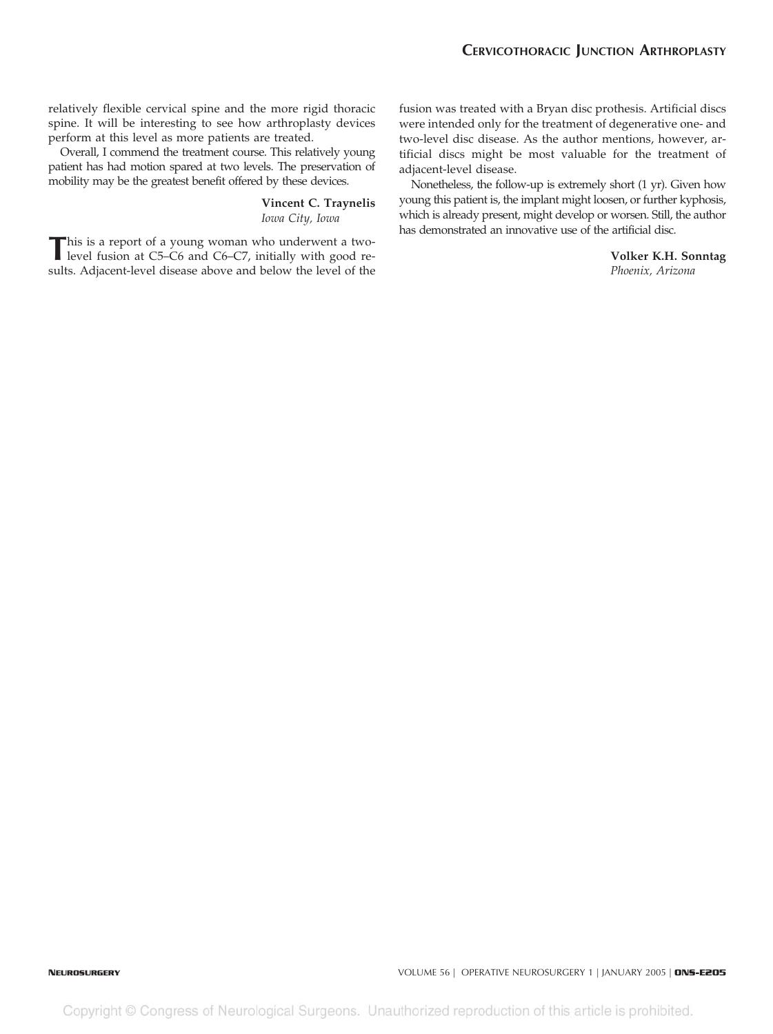relatively flexible cervical spine and the more rigid thoracic spine. It will be interesting to see how arthroplasty devices perform at this level as more patients are treated.

Overall, I commend the treatment course. This relatively young patient has had motion spared at two levels. The preservation of mobility may be the greatest benefit offered by these devices.

**Vincent C. Traynelis**
*Iowa City, Iowa*

This is a report of a young woman who underwent a two-level fusion at C5–C6 and C6–C7, initially with good results. Adjacent-level disease above and below the level of the fusion was treated with a Bryan disc prothesis. Artificial discs were intended only for the treatment of degenerative one- and two-level disc disease. As the author mentions, however, artificial discs might be most valuable for the treatment of adjacent-level disease.

Nonetheless, the follow-up is extremely short (1 yr). Given how young this patient is, the implant might loosen, or further kyphosis, which is already present, might develop or worsen. Still, the author has demonstrated an innovative use of the artificial disc.

**Volker K.H. Sonntag**
*Phoenix, Arizona*